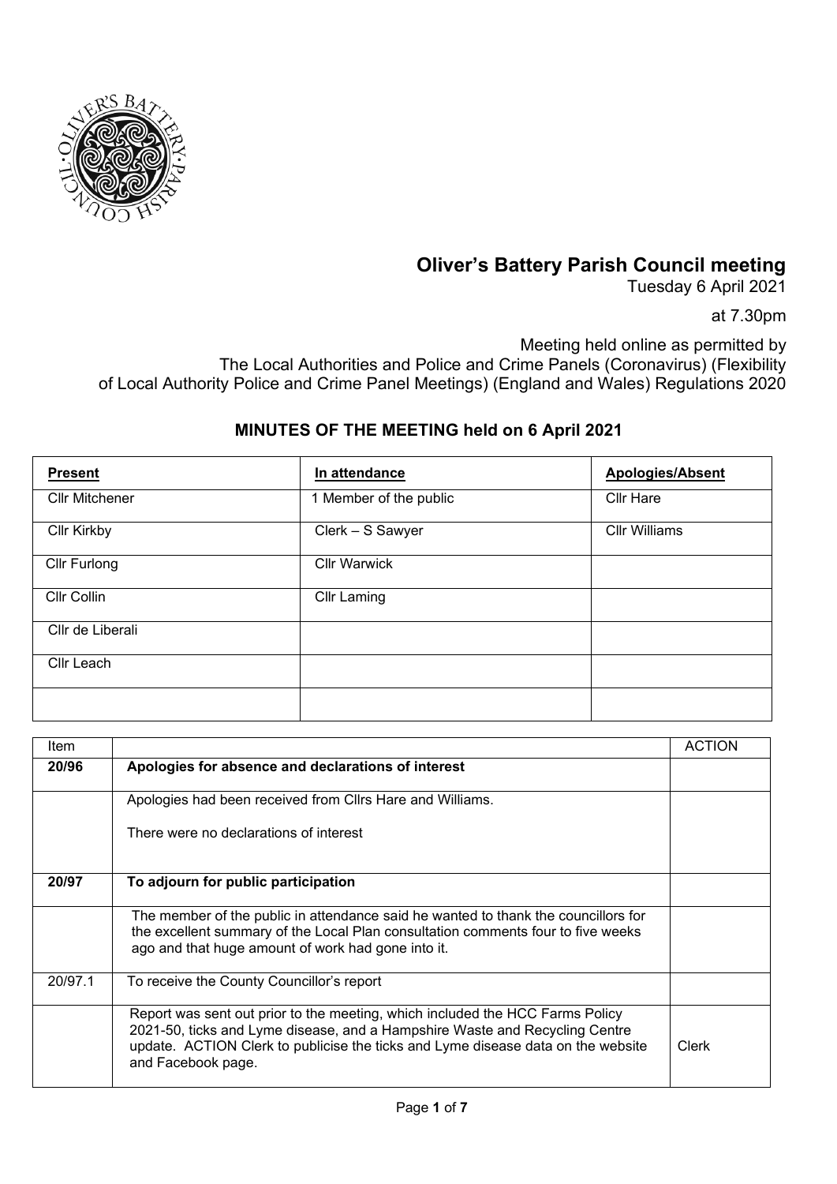# Oliver's Battery Parish Council meeting

Tuesday 6 April 2021

at 7.30pm

Meeting held online as permitted by
The Local Authorities and Police and Crime Panels (Coronavirus) (Flexibility of Local Authority Police and Crime Panel Meetings) (England and Wales) Regulations 2020

## MINUTES OF THE MEETING held on 6 April 2021

| Present | In attendance | Apologies/Absent |
|---|---|---|
| Cllr Mitchener | 1 Member of the public | Cllr Hare |
| Cllr Kirkby | Clerk – S Sawyer | Cllr Williams |
| Cllr Furlong | Cllr Warwick | |
| Cllr Collin | Cllr Laming | |
| Cllr de Liberali | | |
| Cllr Leach | | |
| | | |

| Item | | ACTION |
|---|---|---|
| **20/96** | **Apologies for absence and declarations of interest** | |
| | Apologies had been received from Cllrs Hare and Williams.<br><br>There were no declarations of interest | |
| **20/97** | **To adjourn for public participation** | |
| | The member of the public in attendance said he wanted to thank the councillors for the excellent summary of the Local Plan consultation comments four to five weeks ago and that huge amount of work had gone into it. | |
| 20/97.1 | To receive the County Councillor's report | |
| | Report was sent out prior to the meeting, which included the HCC Farms Policy 2021-50, ticks and Lyme disease, and a Hampshire Waste and Recycling Centre update. ACTION Clerk to publicise the ticks and Lyme disease data on the website and Facebook page. | Clerk |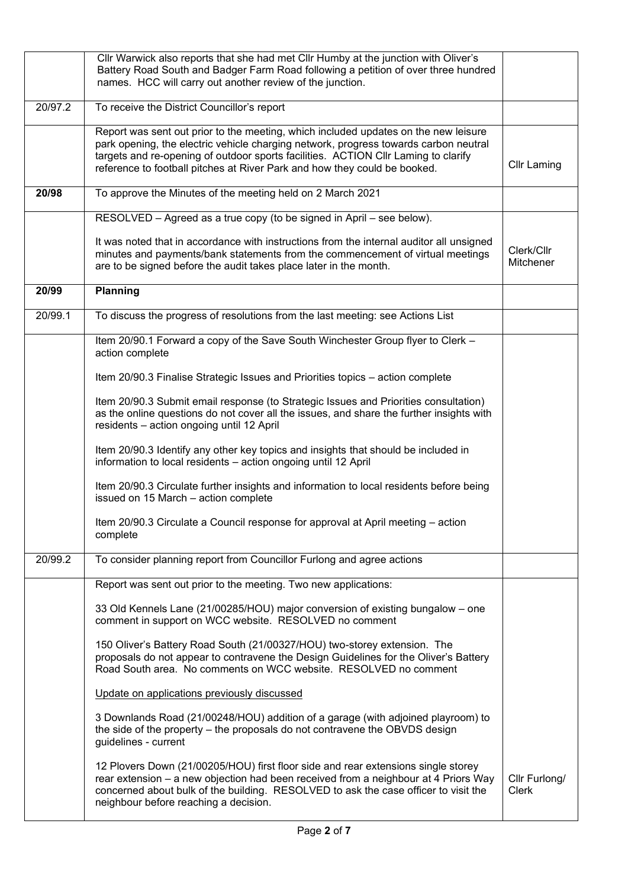| | | |
|---|---|---|
| | Cllr Warwick also reports that she had met Cllr Humby at the junction with Oliver's Battery Road South and Badger Farm Road following a petition of over three hundred names. HCC will carry out another review of the junction. | |
| 20/97.2 | To receive the District Councillor's report | |
| | Report was sent out prior to the meeting, which included updates on the new leisure park opening, the electric vehicle charging network, progress towards carbon neutral targets and re-opening of outdoor sports facilities. ACTION Cllr Laming to clarify reference to football pitches at River Park and how they could be booked. | Cllr Laming |
| **20/98** | To approve the Minutes of the meeting held on 2 March 2021 | |
| | RESOLVED – Agreed as a true copy (to be signed in April – see below).<br><br>It was noted that in accordance with instructions from the internal auditor all unsigned minutes and payments/bank statements from the commencement of virtual meetings are to be signed before the audit takes place later in the month. | Clerk/Cllr Mitchener |
| **20/99** | **Planning** | |
| 20/99.1 | To discuss the progress of resolutions from the last meeting: see Actions List | |
| | Item 20/90.1 Forward a copy of the Save South Winchester Group flyer to Clerk – action complete<br><br>Item 20/90.3 Finalise Strategic Issues and Priorities topics – action complete<br><br>Item 20/90.3 Submit email response (to Strategic Issues and Priorities consultation) as the online questions do not cover all the issues, and share the further insights with residents – action ongoing until 12 April<br><br>Item 20/90.3 Identify any other key topics and insights that should be included in information to local residents – action ongoing until 12 April<br><br>Item 20/90.3 Circulate further insights and information to local residents before being issued on 15 March – action complete<br><br>Item 20/90.3 Circulate a Council response for approval at April meeting – action complete | |
| 20/99.2 | To consider planning report from Councillor Furlong and agree actions | |
| | Report was sent out prior to the meeting. Two new applications:<br><br>33 Old Kennels Lane (21/00285/HOU) major conversion of existing bungalow – one comment in support on WCC website. RESOLVED no comment<br><br>150 Oliver's Battery Road South (21/00327/HOU) two-storey extension. The proposals do not appear to contravene the Design Guidelines for the Oliver's Battery Road South area. No comments on WCC website. RESOLVED no comment<br><br>Update on applications previously discussed<br><br>3 Downlands Road (21/00248/HOU) addition of a garage (with adjoined playroom) to the side of the property – the proposals do not contravene the OBVDS design guidelines - current<br><br>12 Plovers Down (21/00205/HOU) first floor side and rear extensions single storey rear extension – a new objection had been received from a neighbour at 4 Priors Way concerned about bulk of the building. RESOLVED to ask the case officer to visit the neighbour before reaching a decision. | Cllr Furlong/ Clerk |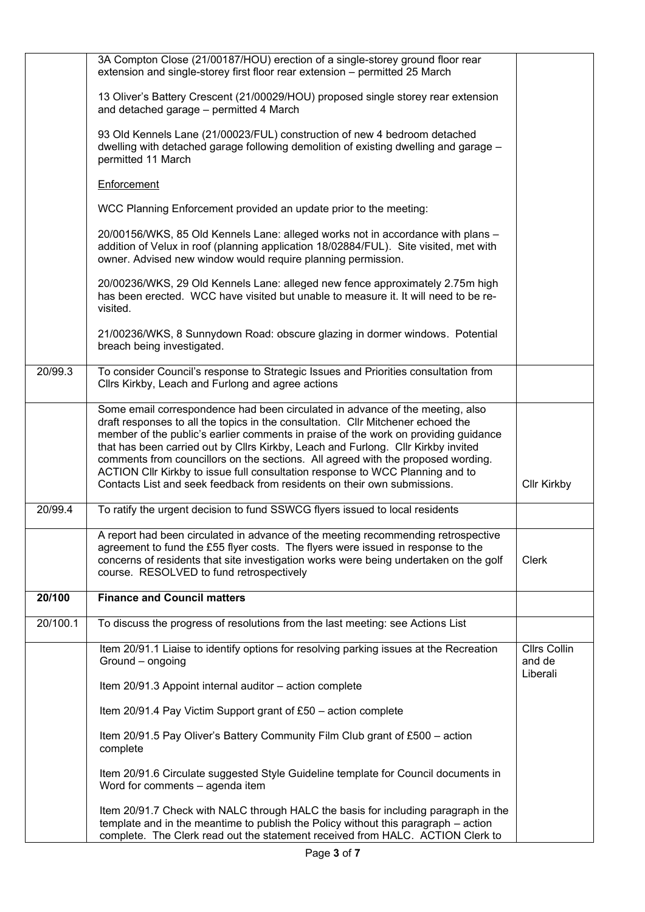| | | |
|---|---|---|
| | 3A Compton Close (21/00187/HOU) erection of a single-storey ground floor rear extension and single-storey first floor rear extension – permitted 25 March<br><br>13 Oliver's Battery Crescent (21/00029/HOU) proposed single storey rear extension and detached garage – permitted 4 March<br><br>93 Old Kennels Lane (21/00023/FUL) construction of new 4 bedroom detached dwelling with detached garage following demolition of existing dwelling and garage – permitted 11 March<br><br><u>Enforcement</u><br><br>WCC Planning Enforcement provided an update prior to the meeting:<br><br>20/00156/WKS, 85 Old Kennels Lane: alleged works not in accordance with plans – addition of Velux in roof (planning application 18/02884/FUL). Site visited, met with owner. Advised new window would require planning permission.<br><br>20/00236/WKS, 29 Old Kennels Lane: alleged new fence approximately 2.75m high has been erected. WCC have visited but unable to measure it. It will need to be re-visited.<br><br>21/00236/WKS, 8 Sunnydown Road: obscure glazing in dormer windows. Potential breach being investigated. | |
| 20/99.3 | To consider Council's response to Strategic Issues and Priorities consultation from Cllrs Kirkby, Leach and Furlong and agree actions | |
| | Some email correspondence had been circulated in advance of the meeting, also draft responses to all the topics in the consultation. Cllr Mitchener echoed the member of the public's earlier comments in praise of the work on providing guidance that has been carried out by Cllrs Kirkby, Leach and Furlong. Cllr Kirkby invited comments from councillors on the sections. All agreed with the proposed wording. ACTION Cllr Kirkby to issue full consultation response to WCC Planning and to Contacts List and seek feedback from residents on their own submissions. | Cllr Kirkby |
| 20/99.4 | To ratify the urgent decision to fund SSWCG flyers issued to local residents | |
| | A report had been circulated in advance of the meeting recommending retrospective agreement to fund the £55 flyer costs. The flyers were issued in response to the concerns of residents that site investigation works were being undertaken on the golf course. RESOLVED to fund retrospectively | Clerk |
| **20/100** | **Finance and Council matters** | |
| 20/100.1 | To discuss the progress of resolutions from the last meeting: see Actions List | |
| | Item 20/91.1 Liaise to identify options for resolving parking issues at the Recreation Ground – ongoing<br><br>Item 20/91.3 Appoint internal auditor – action complete<br><br>Item 20/91.4 Pay Victim Support grant of £50 – action complete<br><br>Item 20/91.5 Pay Oliver's Battery Community Film Club grant of £500 – action complete<br><br>Item 20/91.6 Circulate suggested Style Guideline template for Council documents in Word for comments – agenda item<br><br>Item 20/91.7 Check with NALC through HALC the basis for including paragraph in the template and in the meantime to publish the Policy without this paragraph – action complete. The Clerk read out the statement received from HALC. ACTION Clerk to | Cllrs Collin and de Liberali |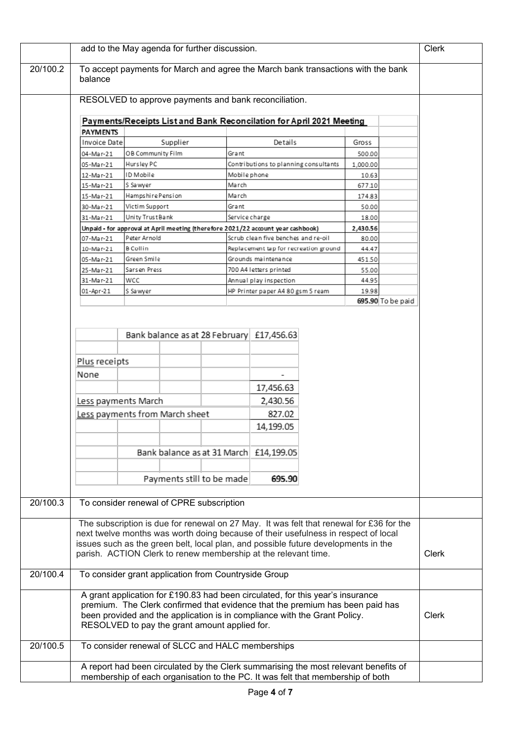| | | |
|---|---|---|
| | add to the May agenda for further discussion. | Clerk |
| 20/100.2 | To accept payments for March and agree the March bank transactions with the bank balance | |
| | RESOLVED to approve payments and bank reconciliation. | |

**Payments/Receipts List and Bank Reconcilation for April 2021 Meeting**

**PAYMENTS**

| Invoice Date | Supplier | Details | Gross | |
|---|---|---|---|---|
| 04-Mar-21 | OB Community Film | Grant | 500.00 | |
| 05-Mar-21 | Hursley PC | Contributions to planning consultants | 1,000.00 | |
| 12-Mar-21 | ID Mobile | Mobile phone | 10.63 | |
| 15-Mar-21 | S Sawyer | March | 677.10 | |
| 15-Mar-21 | Hampshire Pension | March | 174.83 | |
| 30-Mar-21 | Victim Support | Grant | 50.00 | |
| 31-Mar-21 | Unity Trust Bank | Service charge | 18.00 | |
| **Unpaid - for approval at April meeting (therefore 2021/22 account year cashbook)** | | | **2,430.56** | |
| 07-Mar-21 | Peter Arnold | Scrub clean five benches and re-oil | 80.00 | |
| 10-Mar-21 | B Collin | Replacement tap for recreation ground | 44.47 | |
| 05-Mar-21 | Green Smile | Grounds maintenance | 451.50 | |
| 25-Mar-21 | Sarsen Press | 700 A4 letters printed | 55.00 | |
| 31-Mar-21 | WCC | Annual play inspection | 44.95 | |
| 01-Apr-21 | S Sawyer | HP Printer paper A4 80 gsm 5 ream | 19.98 | |
| | | | **695.90** | To be paid |

| | |
|---|---|
| Bank balance as at 28 February | £17,456.63 |
| Plus receipts | |
| None | - |
| | 17,456.63 |
| Less payments March | 2,430.56 |
| Less payments from March sheet | 827.02 |
| | 14,199.05 |
| Bank balance as at 31 March | £14,199.05 |
| Payments still to be made | **695.90** |

| | | |
|---|---|---|
| 20/100.3 | To consider renewal of CPRE subscription | |
| | The subscription is due for renewal on 27 May. It was felt that renewal for £36 for the next twelve months was worth doing because of their usefulness in respect of local issues such as the green belt, local plan, and possible future developments in the parish. ACTION Clerk to renew membership at the relevant time. | Clerk |
| 20/100.4 | To consider grant application from Countryside Group | |
| | A grant application for £190.83 had been circulated, for this year's insurance premium. The Clerk confirmed that evidence that the premium has been paid has been provided and the application is in compliance with the Grant Policy. RESOLVED to pay the grant amount applied for. | Clerk |
| 20/100.5 | To consider renewal of SLCC and HALC memberships | |
| | A report had been circulated by the Clerk summarising the most relevant benefits of membership of each organisation to the PC. It was felt that membership of both | |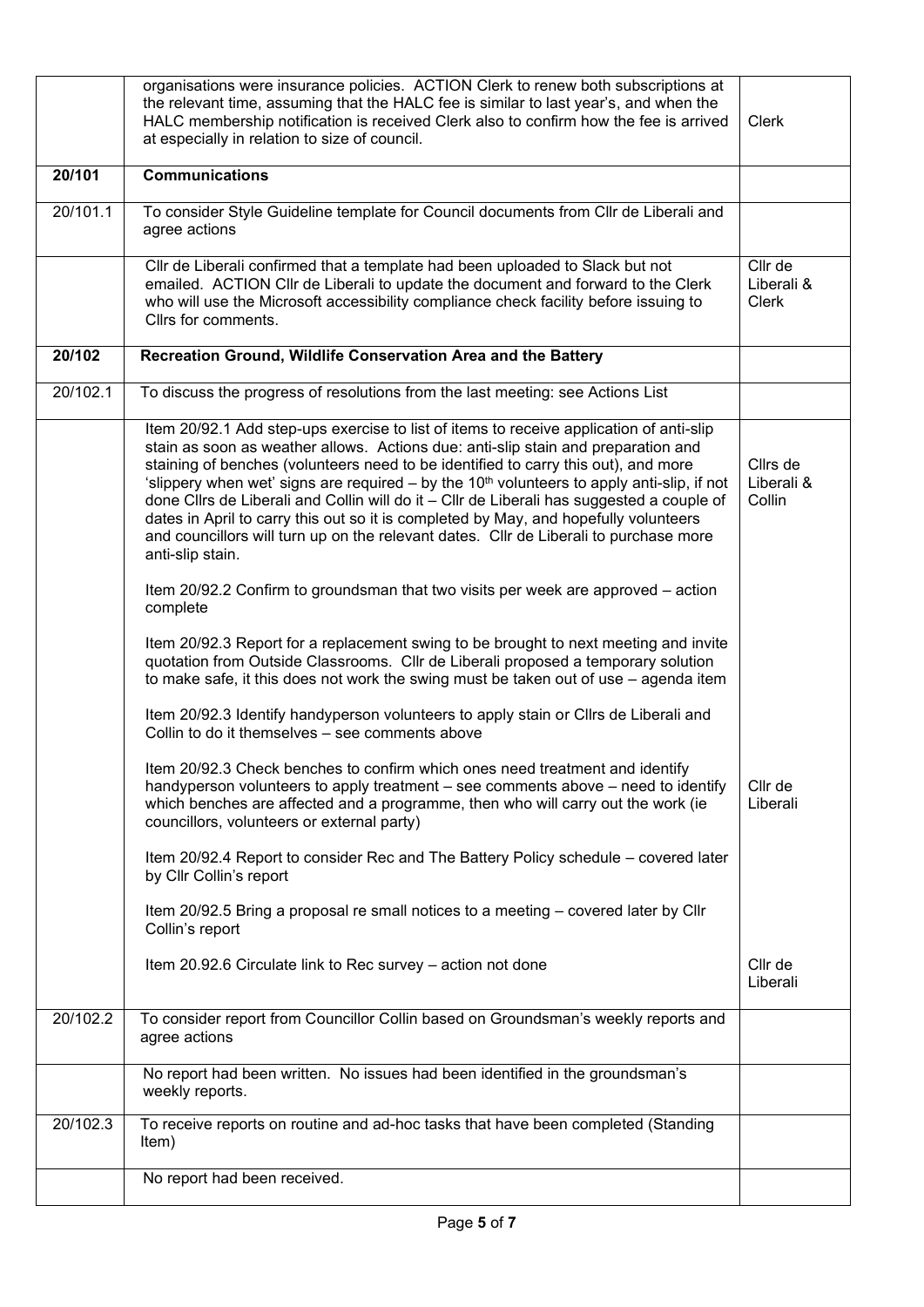| | | |
|---|---|---|
| | organisations were insurance policies. ACTION Clerk to renew both subscriptions at the relevant time, assuming that the HALC fee is similar to last year's, and when the HALC membership notification is received Clerk also to confirm how the fee is arrived at especially in relation to size of council. | Clerk |
| **20/101** | **Communications** | |
| 20/101.1 | To consider Style Guideline template for Council documents from Cllr de Liberali and agree actions | |
| | Cllr de Liberali confirmed that a template had been uploaded to Slack but not emailed. ACTION Cllr de Liberali to update the document and forward to the Clerk who will use the Microsoft accessibility compliance check facility before issuing to Cllrs for comments. | Cllr de Liberali & Clerk |
| **20/102** | **Recreation Ground, Wildlife Conservation Area and the Battery** | |
| 20/102.1 | To discuss the progress of resolutions from the last meeting: see Actions List | |
| | Item 20/92.1 Add step-ups exercise to list of items to receive application of anti-slip stain as soon as weather allows. Actions due: anti-slip stain and preparation and staining of benches (volunteers need to be identified to carry this out), and more 'slippery when wet' signs are required – by the 10th volunteers to apply anti-slip, if not done Cllrs de Liberali and Collin will do it – Cllr de Liberali has suggested a couple of dates in April to carry this out so it is completed by May, and hopefully volunteers and councillors will turn up on the relevant dates. Cllr de Liberali to purchase more anti-slip stain. | Cllrs de Liberali & Collin |
| | Item 20/92.2 Confirm to groundsman that two visits per week are approved – action complete | |
| | Item 20/92.3 Report for a replacement swing to be brought to next meeting and invite quotation from Outside Classrooms. Cllr de Liberali proposed a temporary solution to make safe, it this does not work the swing must be taken out of use – agenda item | |
| | Item 20/92.3 Identify handyperson volunteers to apply stain or Cllrs de Liberali and Collin to do it themselves – see comments above | |
| | Item 20/92.3 Check benches to confirm which ones need treatment and identify handyperson volunteers to apply treatment – see comments above – need to identify which benches are affected and a programme, then who will carry out the work (ie councillors, volunteers or external party) | Cllr de Liberali |
| | Item 20/92.4 Report to consider Rec and The Battery Policy schedule – covered later by Cllr Collin's report | |
| | Item 20/92.5 Bring a proposal re small notices to a meeting – covered later by Cllr Collin's report | |
| | Item 20.92.6 Circulate link to Rec survey – action not done | Cllr de Liberali |
| 20/102.2 | To consider report from Councillor Collin based on Groundsman's weekly reports and agree actions | |
| | No report had been written. No issues had been identified in the groundsman's weekly reports. | |
| 20/102.3 | To receive reports on routine and ad-hoc tasks that have been completed (Standing Item) | |
| | No report had been received. | |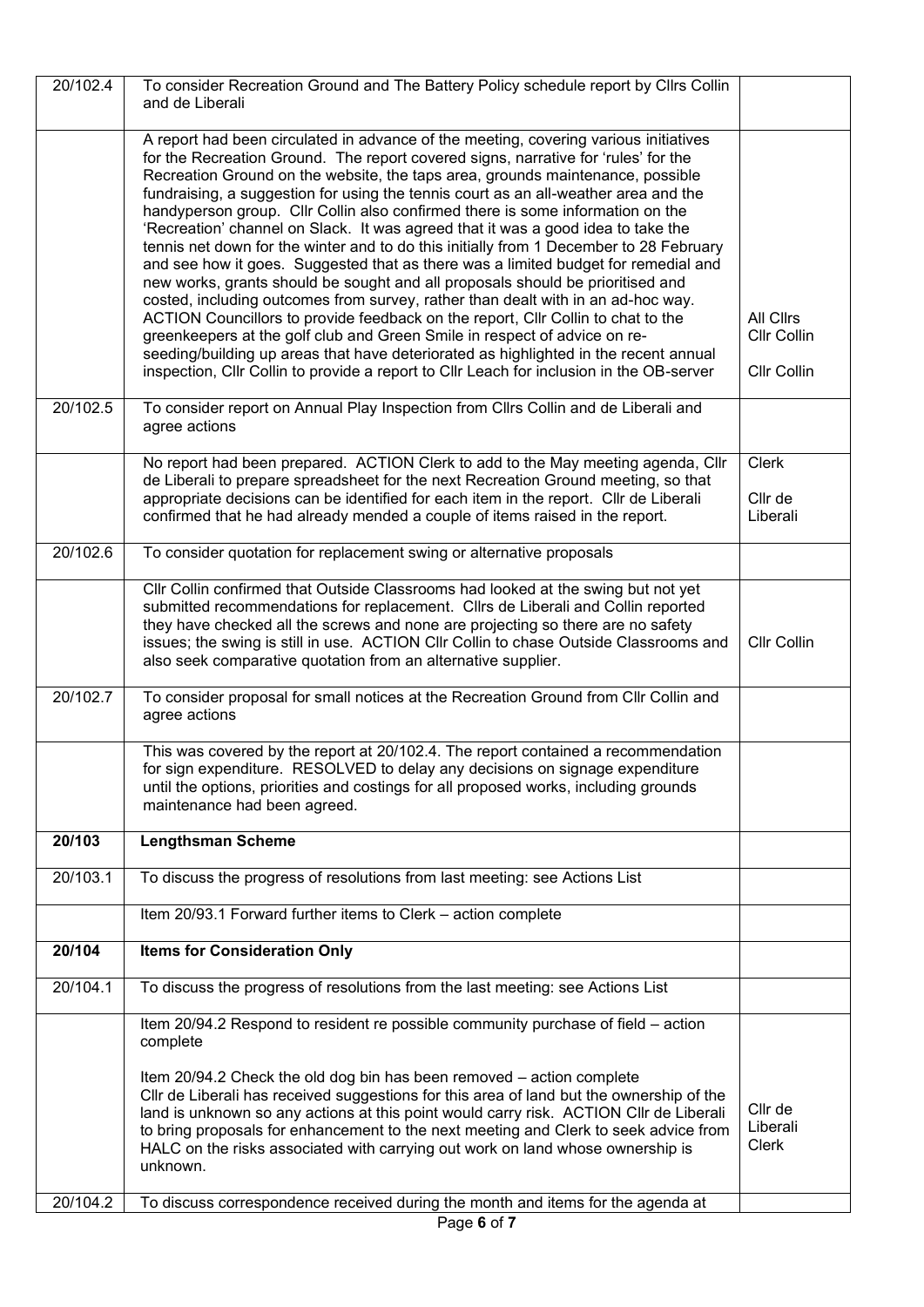| | | |
|---|---|---|
| 20/102.4 | To consider Recreation Ground and The Battery Policy schedule report by Cllrs Collin and de Liberali | |
| | A report had been circulated in advance of the meeting, covering various initiatives for the Recreation Ground. The report covered signs, narrative for 'rules' for the Recreation Ground on the website, the taps area, grounds maintenance, possible fundraising, a suggestion for using the tennis court as an all-weather area and the handyperson group. Cllr Collin also confirmed there is some information on the 'Recreation' channel on Slack. It was agreed that it was a good idea to take the tennis net down for the winter and to do this initially from 1 December to 28 February and see how it goes. Suggested that as there was a limited budget for remedial and new works, grants should be sought and all proposals should be prioritised and costed, including outcomes from survey, rather than dealt with in an ad-hoc way. ACTION Councillors to provide feedback on the report, Cllr Collin to chat to the greenkeepers at the golf club and Green Smile in respect of advice on re-seeding/building up areas that have deteriorated as highlighted in the recent annual inspection, Cllr Collin to provide a report to Cllr Leach for inclusion in the OB-server | All Cllrs<br>Cllr Collin<br><br>Cllr Collin |
| 20/102.5 | To consider report on Annual Play Inspection from Cllrs Collin and de Liberali and agree actions | |
| | No report had been prepared. ACTION Clerk to add to the May meeting agenda, Cllr de Liberali to prepare spreadsheet for the next Recreation Ground meeting, so that appropriate decisions can be identified for each item in the report. Cllr de Liberali confirmed that he had already mended a couple of items raised in the report. | Clerk<br><br>Cllr de Liberali |
| 20/102.6 | To consider quotation for replacement swing or alternative proposals | |
| | Cllr Collin confirmed that Outside Classrooms had looked at the swing but not yet submitted recommendations for replacement. Cllrs de Liberali and Collin reported they have checked all the screws and none are projecting so there are no safety issues; the swing is still in use. ACTION Cllr Collin to chase Outside Classrooms and also seek comparative quotation from an alternative supplier. | Cllr Collin |
| 20/102.7 | To consider proposal for small notices at the Recreation Ground from Cllr Collin and agree actions | |
| | This was covered by the report at 20/102.4. The report contained a recommendation for sign expenditure. RESOLVED to delay any decisions on signage expenditure until the options, priorities and costings for all proposed works, including grounds maintenance had been agreed. | |
| **20/103** | **Lengthsman Scheme** | |
| 20/103.1 | To discuss the progress of resolutions from last meeting: see Actions List | |
| | Item 20/93.1 Forward further items to Clerk – action complete | |
| **20/104** | **Items for Consideration Only** | |
| 20/104.1 | To discuss the progress of resolutions from the last meeting: see Actions List | |
| | Item 20/94.2 Respond to resident re possible community purchase of field – action complete<br><br>Item 20/94.2 Check the old dog bin has been removed – action complete<br>Cllr de Liberali has received suggestions for this area of land but the ownership of the land is unknown so any actions at this point would carry risk. ACTION Cllr de Liberali to bring proposals for enhancement to the next meeting and Clerk to seek advice from HALC on the risks associated with carrying out work on land whose ownership is unknown. | Cllr de Liberali<br>Clerk |
| 20/104.2 | To discuss correspondence received during the month and items for the agenda at | |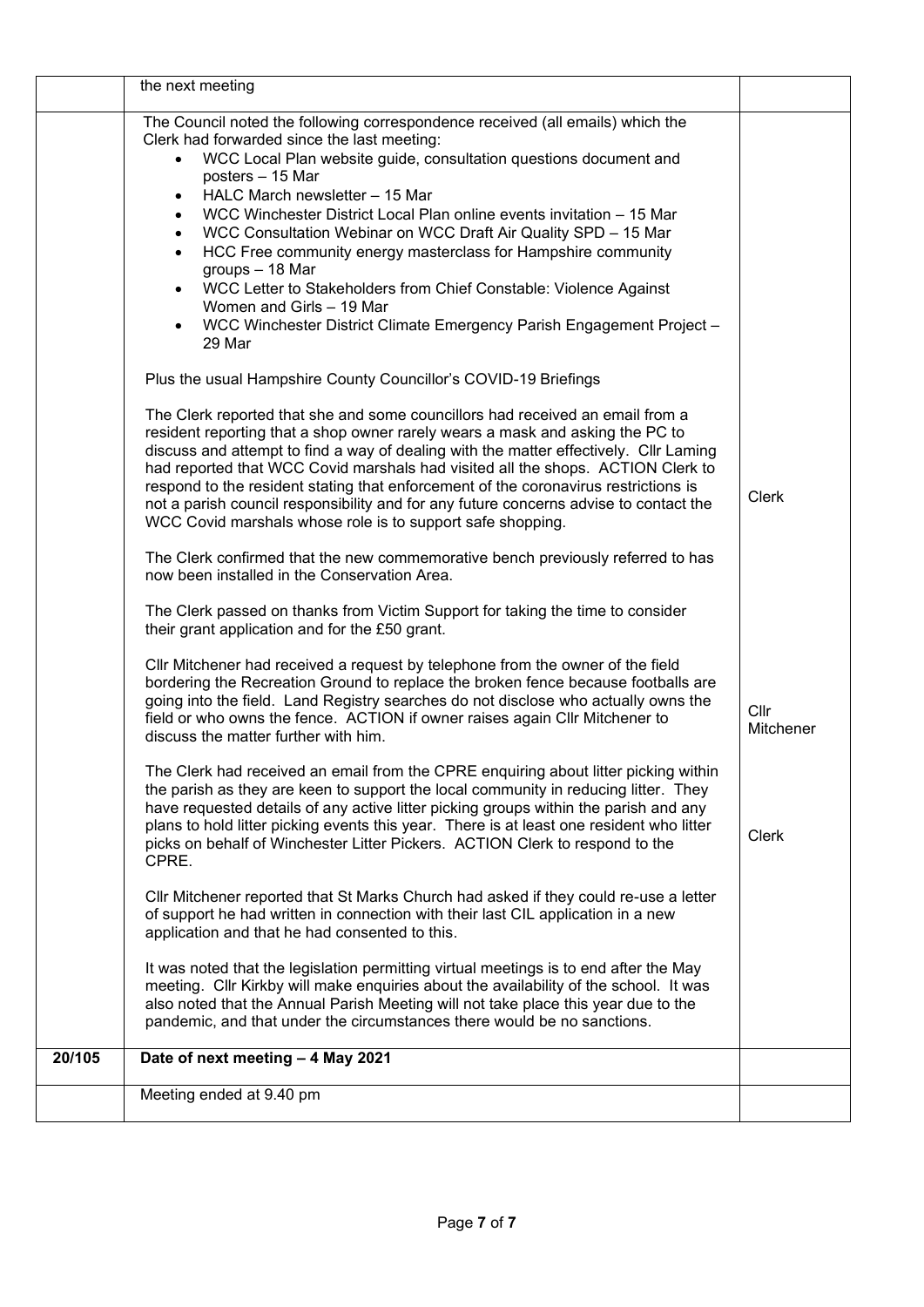| | | |
|---|---|---|
| | the next meeting | |
| | The Council noted the following correspondence received (all emails) which the Clerk had forwarded since the last meeting:<br>• WCC Local Plan website guide, consultation questions document and posters – 15 Mar<br>• HALC March newsletter – 15 Mar<br>• WCC Winchester District Local Plan online events invitation – 15 Mar<br>• WCC Consultation Webinar on WCC Draft Air Quality SPD – 15 Mar<br>• HCC Free community energy masterclass for Hampshire community groups – 18 Mar<br>• WCC Letter to Stakeholders from Chief Constable: Violence Against Women and Girls – 19 Mar<br>• WCC Winchester District Climate Emergency Parish Engagement Project – 29 Mar<br><br>Plus the usual Hampshire County Councillor's COVID-19 Briefings<br><br>The Clerk reported that she and some councillors had received an email from a resident reporting that a shop owner rarely wears a mask and asking the PC to discuss and attempt to find a way of dealing with the matter effectively. Cllr Laming had reported that WCC Covid marshals had visited all the shops. ACTION Clerk to respond to the resident stating that enforcement of the coronavirus restrictions is not a parish council responsibility and for any future concerns advise to contact the WCC Covid marshals whose role is to support safe shopping.<br><br>The Clerk confirmed that the new commemorative bench previously referred to has now been installed in the Conservation Area.<br><br>The Clerk passed on thanks from Victim Support for taking the time to consider their grant application and for the £50 grant.<br><br>Cllr Mitchener had received a request by telephone from the owner of the field bordering the Recreation Ground to replace the broken fence because footballs are going into the field. Land Registry searches do not disclose who actually owns the field or who owns the fence. ACTION if owner raises again Cllr Mitchener to discuss the matter further with him.<br><br>The Clerk had received an email from the CPRE enquiring about litter picking within the parish as they are keen to support the local community in reducing litter. They have requested details of any active litter picking groups within the parish and any plans to hold litter picking events this year. There is at least one resident who litter picks on behalf of Winchester Litter Pickers. ACTION Clerk to respond to the CPRE.<br><br>Cllr Mitchener reported that St Marks Church had asked if they could re-use a letter of support he had written in connection with their last CIL application in a new application and that he had consented to this.<br><br>It was noted that the legislation permitting virtual meetings is to end after the May meeting. Cllr Kirkby will make enquiries about the availability of the school. It was also noted that the Annual Parish Meeting will not take place this year due to the pandemic, and that under the circumstances there would be no sanctions. | Clerk<br><br>Cllr Mitchener<br><br>Clerk |
| **20/105** | **Date of next meeting – 4 May 2021** | |
| | Meeting ended at 9.40 pm | |